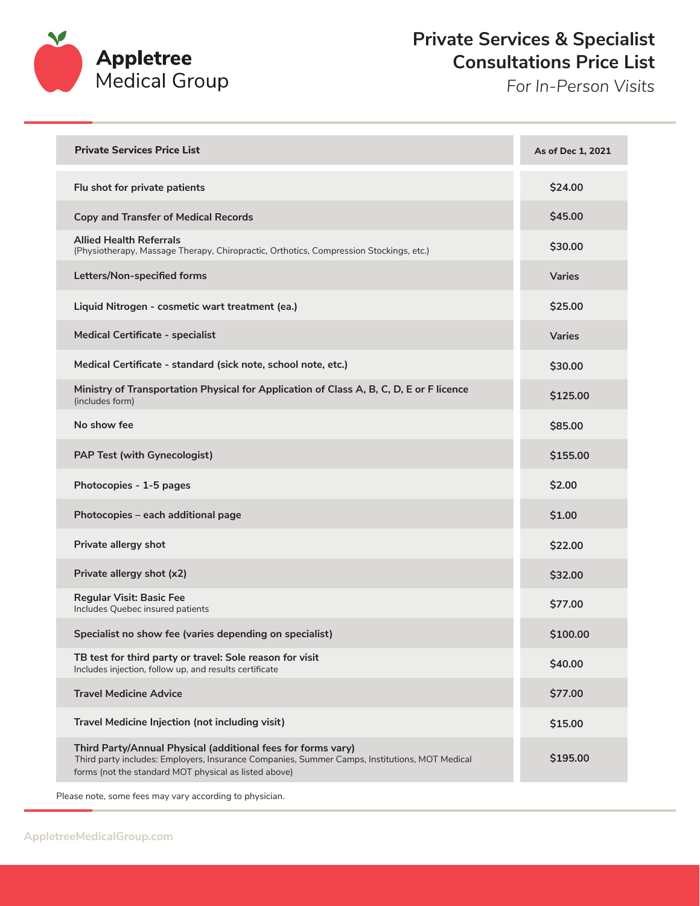**Appletree** Medical Group

# Private Services & Specialist Consultations Price List

*For In-Person Visits*

| Private Services Price List | As of Dec 1, 2021 |
|---|---|
| **Flu shot for private patients** | $24.00 |
| **Copy and Transfer of Medical Records** | $45.00 |
| **Allied Health Referrals** (Physiotherapy, Massage Therapy, Chiropractic, Orthotics, Compression Stockings, etc.) | $30.00 |
| **Letters/Non-specified forms** | Varies |
| **Liquid Nitrogen - cosmetic wart treatment (ea.)** | $25.00 |
| **Medical Certificate - specialist** | Varies |
| **Medical Certificate - standard (sick note, school note, etc.)** | $30.00 |
| **Ministry of Transportation Physical for Application of Class A, B, C, D, E or F licence** (includes form) | $125.00 |
| **No show fee** | $85.00 |
| **PAP Test (with Gynecologist)** | $155.00 |
| **Photocopies - 1-5 pages** | $2.00 |
| **Photocopies – each additional page** | $1.00 |
| **Private allergy shot** | $22.00 |
| **Private allergy shot (x2)** | $32.00 |
| **Regular Visit: Basic Fee** Includes Quebec insured patients | $77.00 |
| **Specialist no show fee (varies depending on specialist)** | $100.00 |
| **TB test for third party or travel: Sole reason for visit** Includes injection, follow up, and results certificate | $40.00 |
| **Travel Medicine Advice** | $77.00 |
| **Travel Medicine Injection (not including visit)** | $15.00 |
| **Third Party/Annual Physical (additional fees for forms vary)** Third party includes: Employers, Insurance Companies, Summer Camps, Institutions, MOT Medical forms (not the standard MOT physical as listed above) | $195.00 |

Please note, some fees may vary according to physician.

AppletreeMedicalGroup.com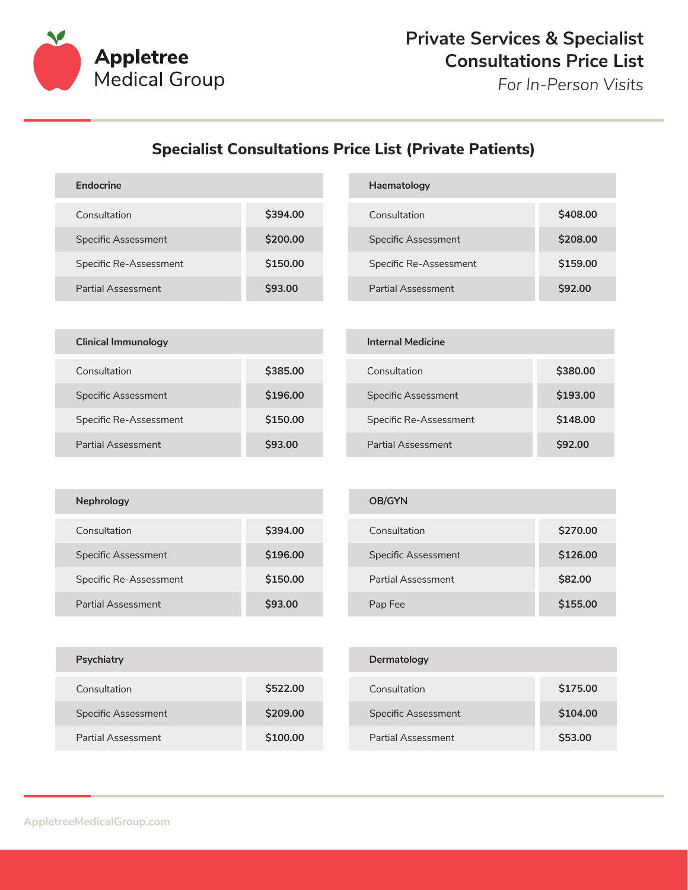**Appletree** Medical Group

# Private Services & Specialist Consultations Price List

*For In-Person Visits*

## Specialist Consultations Price List (Private Patients)

| Endocrine | |
|---|---|
| Consultation | **$394.00** |
| Specific Assessment | **$200.00** |
| Specific Re-Assessment | **$150.00** |
| Partial Assessment | **$93.00** |

| Haematology | |
|---|---|
| Consultation | **$408.00** |
| Specific Assessment | **$208.00** |
| Specific Re-Assessment | **$159.00** |
| Partial Assessment | **$92.00** |

| Clinical Immunology | |
|---|---|
| Consultation | **$385.00** |
| Specific Assessment | **$196.00** |
| Specific Re-Assessment | **$150.00** |
| Partial Assessment | **$93.00** |

| Internal Medicine | |
|---|---|
| Consultation | **$380.00** |
| Specific Assessment | **$193.00** |
| Specific Re-Assessment | **$148.00** |
| Partial Assessment | **$92.00** |

| Nephrology | |
|---|---|
| Consultation | **$394.00** |
| Specific Assessment | **$196.00** |
| Specific Re-Assessment | **$150.00** |
| Partial Assessment | **$93.00** |

| OB/GYN | |
|---|---|
| Consultation | **$270.00** |
| Specific Assessment | **$126.00** |
| Partial Assessment | **$82.00** |
| Pap Fee | **$155.00** |

| Psychiatry | |
|---|---|
| Consultation | **$522.00** |
| Specific Assessment | **$209.00** |
| Partial Assessment | **$100.00** |

| Dermatology | |
|---|---|
| Consultation | **$175.00** |
| Specific Assessment | **$104.00** |
| Partial Assessment | **$53.00** |

AppletreeMedicalGroup.com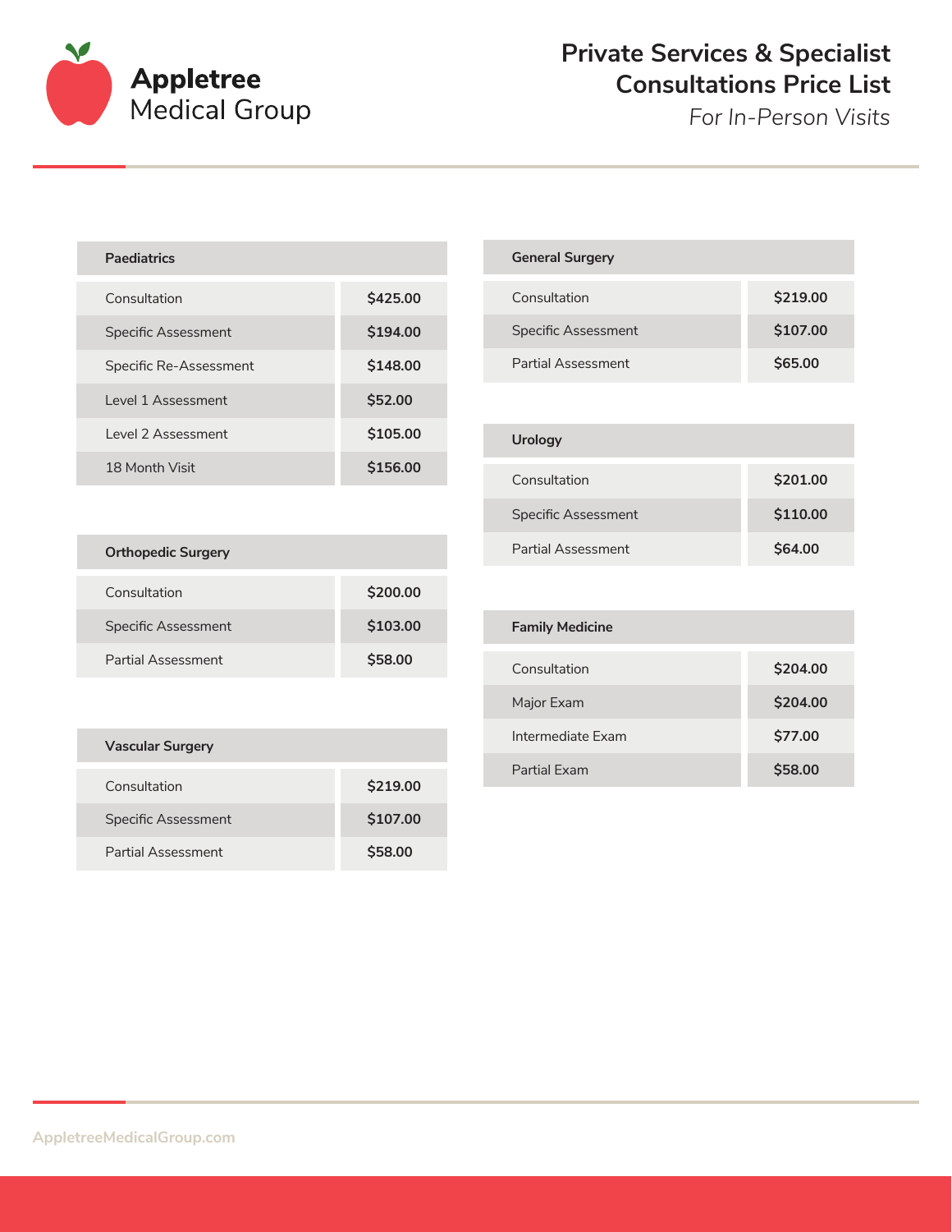# Appletree Medical Group

## Private Services & Specialist Consultations Price List

*For In-Person Visits*

| Paediatrics | |
|---|---|
| Consultation | **$425.00** |
| Specific Assessment | **$194.00** |
| Specific Re-Assessment | **$148.00** |
| Level 1 Assessment | **$52.00** |
| Level 2 Assessment | **$105.00** |
| 18 Month Visit | **$156.00** |

| Orthopedic Surgery | |
|---|---|
| Consultation | **$200.00** |
| Specific Assessment | **$103.00** |
| Partial Assessment | **$58.00** |

| Vascular Surgery | |
|---|---|
| Consultation | **$219.00** |
| Specific Assessment | **$107.00** |
| Partial Assessment | **$58.00** |

| General Surgery | |
|---|---|
| Consultation | **$219.00** |
| Specific Assessment | **$107.00** |
| Partial Assessment | **$65.00** |

| Urology | |
|---|---|
| Consultation | **$201.00** |
| Specific Assessment | **$110.00** |
| Partial Assessment | **$64.00** |

| Family Medicine | |
|---|---|
| Consultation | **$204.00** |
| Major Exam | **$204.00** |
| Intermediate Exam | **$77.00** |
| Partial Exam | **$58.00** |

AppletreeMedicalGroup.com